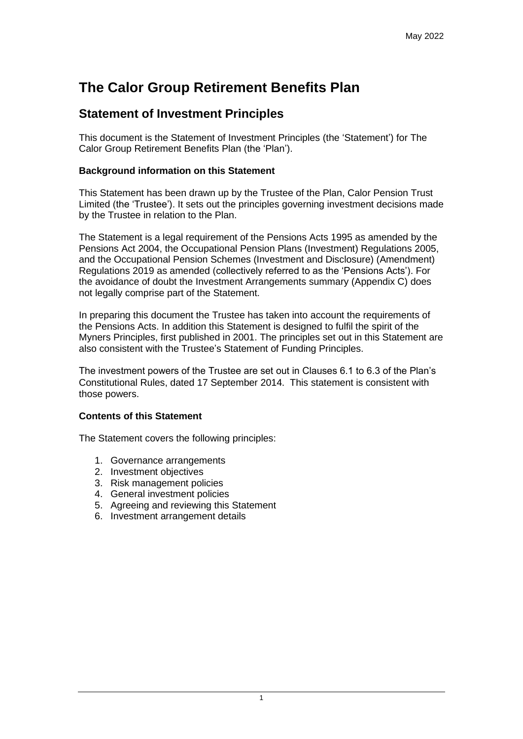May 2022

# The Calor Group Retirement Benefits Plan

## Statement of Investment Principles

This document is the Statement of Investment Principles (the 'Statement') for The Calor Group Retirement Benefits Plan (the 'Plan').

**Background information on this Statement**

This Statement has been drawn up by the Trustee of the Plan, Calor Pension Trust Limited (the 'Trustee'). It sets out the principles governing investment decisions made by the Trustee in relation to the Plan.

The Statement is a legal requirement of the Pensions Acts 1995 as amended by the Pensions Act 2004, the Occupational Pension Plans (Investment) Regulations 2005, and the Occupational Pension Schemes (Investment and Disclosure) (Amendment) Regulations 2019 as amended (collectively referred to as the 'Pensions Acts'). For the avoidance of doubt the Investment Arrangements summary (Appendix C) does not legally comprise part of the Statement.

In preparing this document the Trustee has taken into account the requirements of the Pensions Acts. In addition this Statement is designed to fulfil the spirit of the Myners Principles, first published in 2001. The principles set out in this Statement are also consistent with the Trustee's Statement of Funding Principles.

The investment powers of the Trustee are set out in Clauses 6.1 to 6.3 of the Plan's Constitutional Rules, dated 17 September 2014. This statement is consistent with those powers.

**Contents of this Statement**

The Statement covers the following principles:

1. Governance arrangements
2. Investment objectives
3. Risk management policies
4. General investment policies
5. Agreeing and reviewing this Statement
6. Investment arrangement details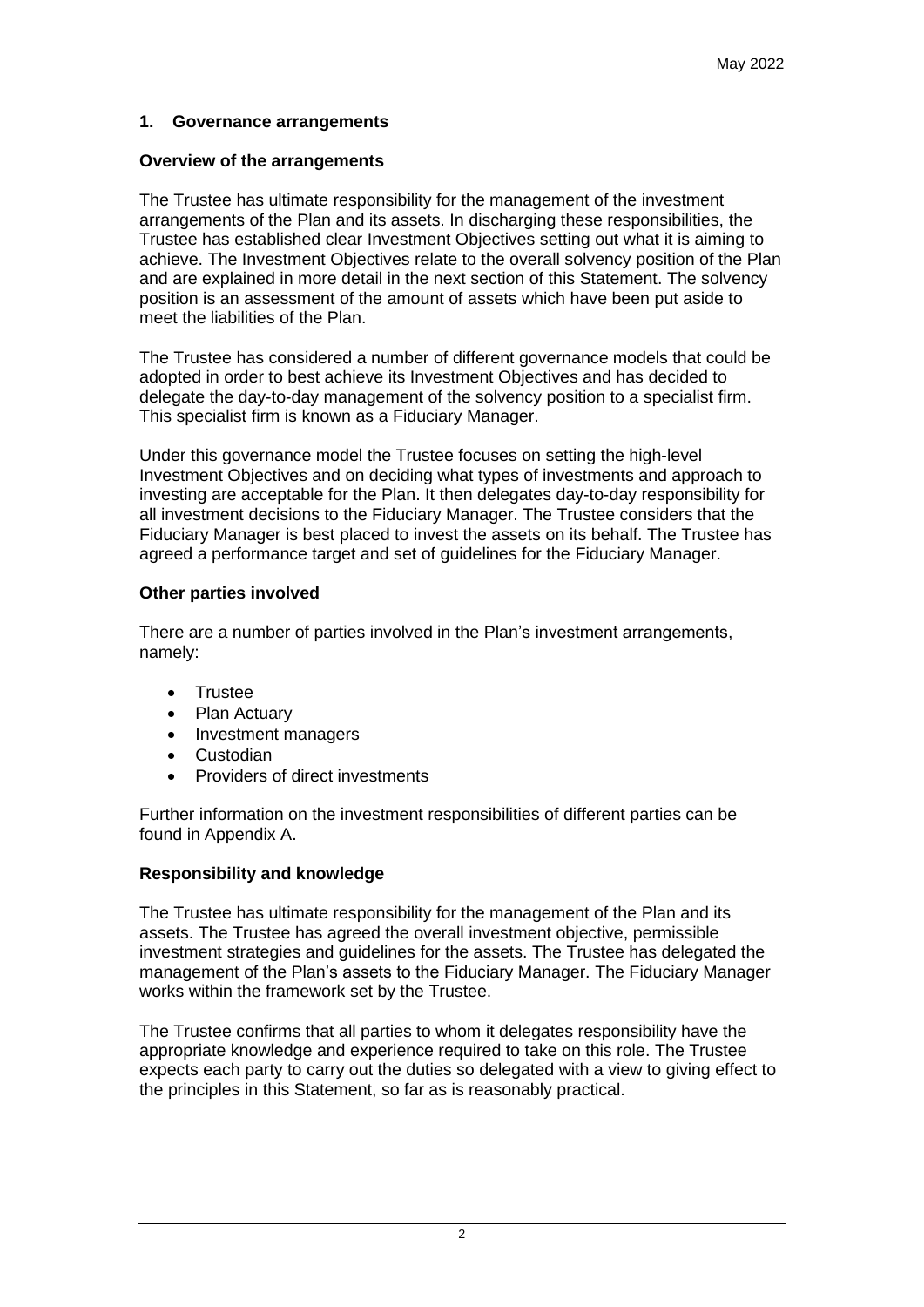## 1. Governance arrangements

### Overview of the arrangements

The Trustee has ultimate responsibility for the management of the investment arrangements of the Plan and its assets. In discharging these responsibilities, the Trustee has established clear Investment Objectives setting out what it is aiming to achieve. The Investment Objectives relate to the overall solvency position of the Plan and are explained in more detail in the next section of this Statement. The solvency position is an assessment of the amount of assets which have been put aside to meet the liabilities of the Plan.

The Trustee has considered a number of different governance models that could be adopted in order to best achieve its Investment Objectives and has decided to delegate the day-to-day management of the solvency position to a specialist firm. This specialist firm is known as a Fiduciary Manager.

Under this governance model the Trustee focuses on setting the high-level Investment Objectives and on deciding what types of investments and approach to investing are acceptable for the Plan. It then delegates day-to-day responsibility for all investment decisions to the Fiduciary Manager. The Trustee considers that the Fiduciary Manager is best placed to invest the assets on its behalf. The Trustee has agreed a performance target and set of guidelines for the Fiduciary Manager.

### Other parties involved

There are a number of parties involved in the Plan's investment arrangements, namely:

- Trustee
- Plan Actuary
- Investment managers
- Custodian
- Providers of direct investments

Further information on the investment responsibilities of different parties can be found in Appendix A.

### Responsibility and knowledge

The Trustee has ultimate responsibility for the management of the Plan and its assets. The Trustee has agreed the overall investment objective, permissible investment strategies and guidelines for the assets. The Trustee has delegated the management of the Plan's assets to the Fiduciary Manager. The Fiduciary Manager works within the framework set by the Trustee.

The Trustee confirms that all parties to whom it delegates responsibility have the appropriate knowledge and experience required to take on this role. The Trustee expects each party to carry out the duties so delegated with a view to giving effect to the principles in this Statement, so far as is reasonably practical.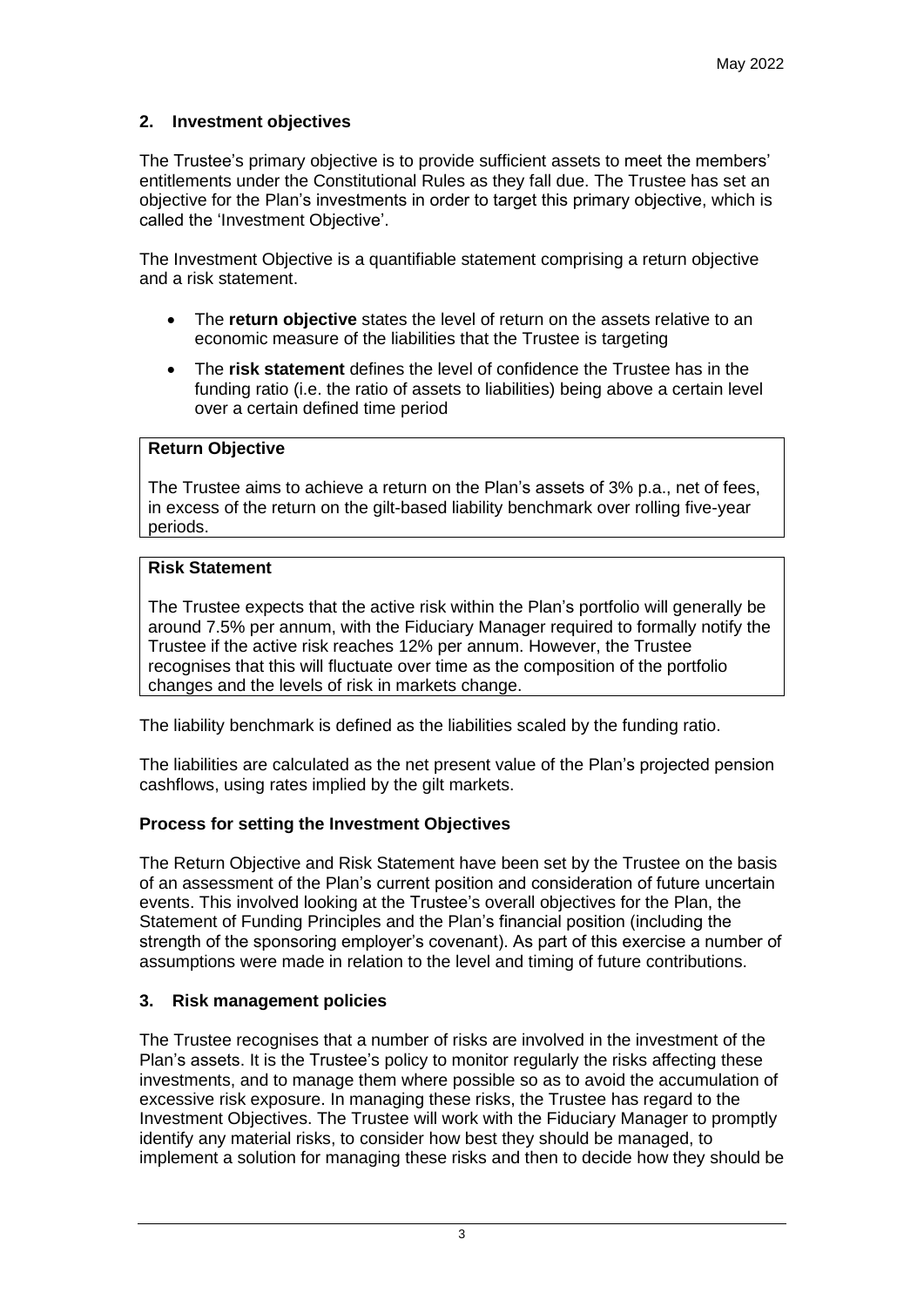## 2. Investment objectives

The Trustee's primary objective is to provide sufficient assets to meet the members' entitlements under the Constitutional Rules as they fall due. The Trustee has set an objective for the Plan's investments in order to target this primary objective, which is called the 'Investment Objective'.

The Investment Objective is a quantifiable statement comprising a return objective and a risk statement.

- The **return objective** states the level of return on the assets relative to an economic measure of the liabilities that the Trustee is targeting
- The **risk statement** defines the level of confidence the Trustee has in the funding ratio (i.e. the ratio of assets to liabilities) being above a certain level over a certain defined time period

| **Return Objective** |
|---|
| The Trustee aims to achieve a return on the Plan's assets of 3% p.a., net of fees, in excess of the return on the gilt-based liability benchmark over rolling five-year periods. |

| **Risk Statement** |
|---|
| The Trustee expects that the active risk within the Plan's portfolio will generally be around 7.5% per annum, with the Fiduciary Manager required to formally notify the Trustee if the active risk reaches 12% per annum. However, the Trustee recognises that this will fluctuate over time as the composition of the portfolio changes and the levels of risk in markets change. |

The liability benchmark is defined as the liabilities scaled by the funding ratio.

The liabilities are calculated as the net present value of the Plan's projected pension cashflows, using rates implied by the gilt markets.

### Process for setting the Investment Objectives

The Return Objective and Risk Statement have been set by the Trustee on the basis of an assessment of the Plan's current position and consideration of future uncertain events. This involved looking at the Trustee's overall objectives for the Plan, the Statement of Funding Principles and the Plan's financial position (including the strength of the sponsoring employer's covenant). As part of this exercise a number of assumptions were made in relation to the level and timing of future contributions.

## 3. Risk management policies

The Trustee recognises that a number of risks are involved in the investment of the Plan's assets. It is the Trustee's policy to monitor regularly the risks affecting these investments, and to manage them where possible so as to avoid the accumulation of excessive risk exposure. In managing these risks, the Trustee has regard to the Investment Objectives. The Trustee will work with the Fiduciary Manager to promptly identify any material risks, to consider how best they should be managed, to implement a solution for managing these risks and then to decide how they should be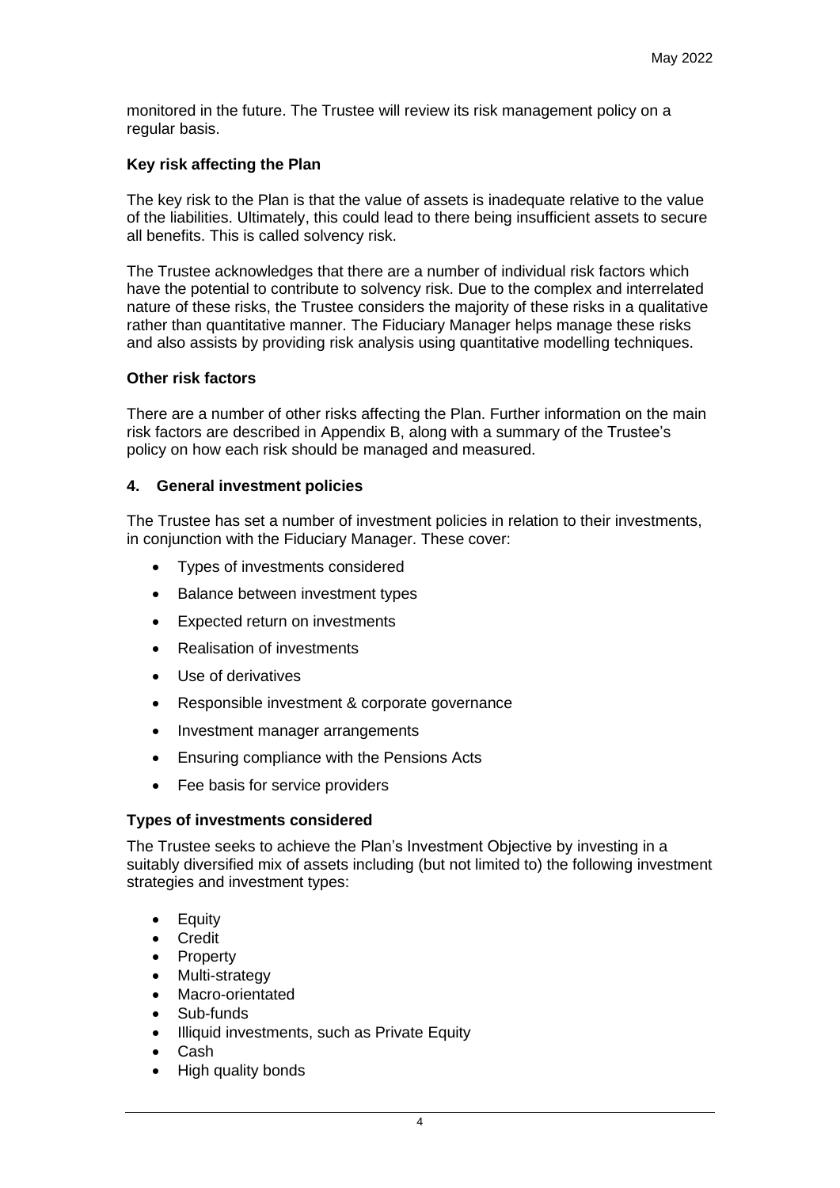monitored in the future. The Trustee will review its risk management policy on a regular basis.

**Key risk affecting the Plan**

The key risk to the Plan is that the value of assets is inadequate relative to the value of the liabilities. Ultimately, this could lead to there being insufficient assets to secure all benefits. This is called solvency risk.

The Trustee acknowledges that there are a number of individual risk factors which have the potential to contribute to solvency risk. Due to the complex and interrelated nature of these risks, the Trustee considers the majority of these risks in a qualitative rather than quantitative manner. The Fiduciary Manager helps manage these risks and also assists by providing risk analysis using quantitative modelling techniques.

**Other risk factors**

There are a number of other risks affecting the Plan. Further information on the main risk factors are described in Appendix B, along with a summary of the Trustee's policy on how each risk should be managed and measured.

## 4. General investment policies

The Trustee has set a number of investment policies in relation to their investments, in conjunction with the Fiduciary Manager. These cover:

- Types of investments considered
- Balance between investment types
- Expected return on investments
- Realisation of investments
- Use of derivatives
- Responsible investment & corporate governance
- Investment manager arrangements
- Ensuring compliance with the Pensions Acts
- Fee basis for service providers

**Types of investments considered**

The Trustee seeks to achieve the Plan's Investment Objective by investing in a suitably diversified mix of assets including (but not limited to) the following investment strategies and investment types:

- Equity
- Credit
- Property
- Multi-strategy
- Macro-orientated
- Sub-funds
- Illiquid investments, such as Private Equity
- Cash
- High quality bonds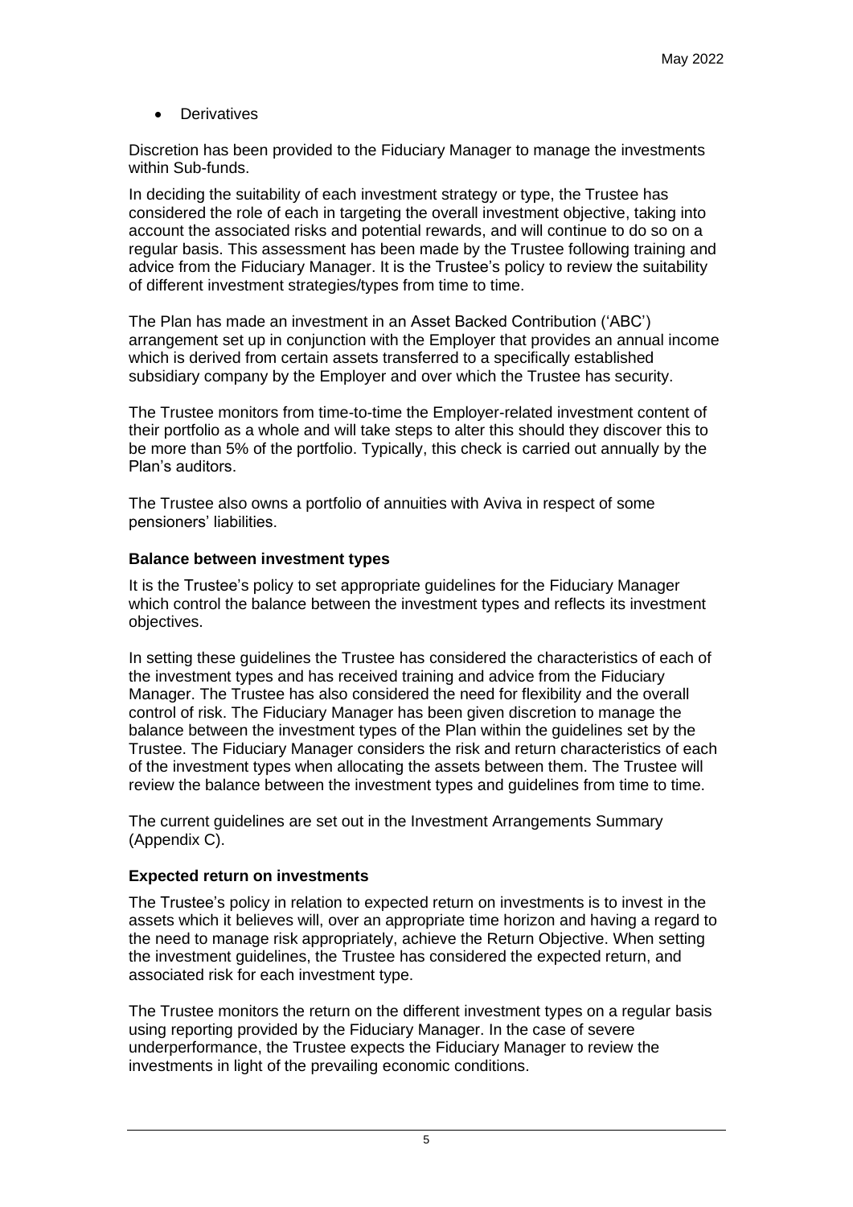- Derivatives

Discretion has been provided to the Fiduciary Manager to manage the investments within Sub-funds.

In deciding the suitability of each investment strategy or type, the Trustee has considered the role of each in targeting the overall investment objective, taking into account the associated risks and potential rewards, and will continue to do so on a regular basis. This assessment has been made by the Trustee following training and advice from the Fiduciary Manager. It is the Trustee's policy to review the suitability of different investment strategies/types from time to time.

The Plan has made an investment in an Asset Backed Contribution ('ABC') arrangement set up in conjunction with the Employer that provides an annual income which is derived from certain assets transferred to a specifically established subsidiary company by the Employer and over which the Trustee has security.

The Trustee monitors from time-to-time the Employer-related investment content of their portfolio as a whole and will take steps to alter this should they discover this to be more than 5% of the portfolio. Typically, this check is carried out annually by the Plan's auditors.

The Trustee also owns a portfolio of annuities with Aviva in respect of some pensioners' liabilities.

**Balance between investment types**

It is the Trustee's policy to set appropriate guidelines for the Fiduciary Manager which control the balance between the investment types and reflects its investment objectives.

In setting these guidelines the Trustee has considered the characteristics of each of the investment types and has received training and advice from the Fiduciary Manager. The Trustee has also considered the need for flexibility and the overall control of risk. The Fiduciary Manager has been given discretion to manage the balance between the investment types of the Plan within the guidelines set by the Trustee. The Fiduciary Manager considers the risk and return characteristics of each of the investment types when allocating the assets between them. The Trustee will review the balance between the investment types and guidelines from time to time.

The current guidelines are set out in the Investment Arrangements Summary (Appendix C).

**Expected return on investments**

The Trustee's policy in relation to expected return on investments is to invest in the assets which it believes will, over an appropriate time horizon and having a regard to the need to manage risk appropriately, achieve the Return Objective. When setting the investment guidelines, the Trustee has considered the expected return, and associated risk for each investment type.

The Trustee monitors the return on the different investment types on a regular basis using reporting provided by the Fiduciary Manager. In the case of severe underperformance, the Trustee expects the Fiduciary Manager to review the investments in light of the prevailing economic conditions.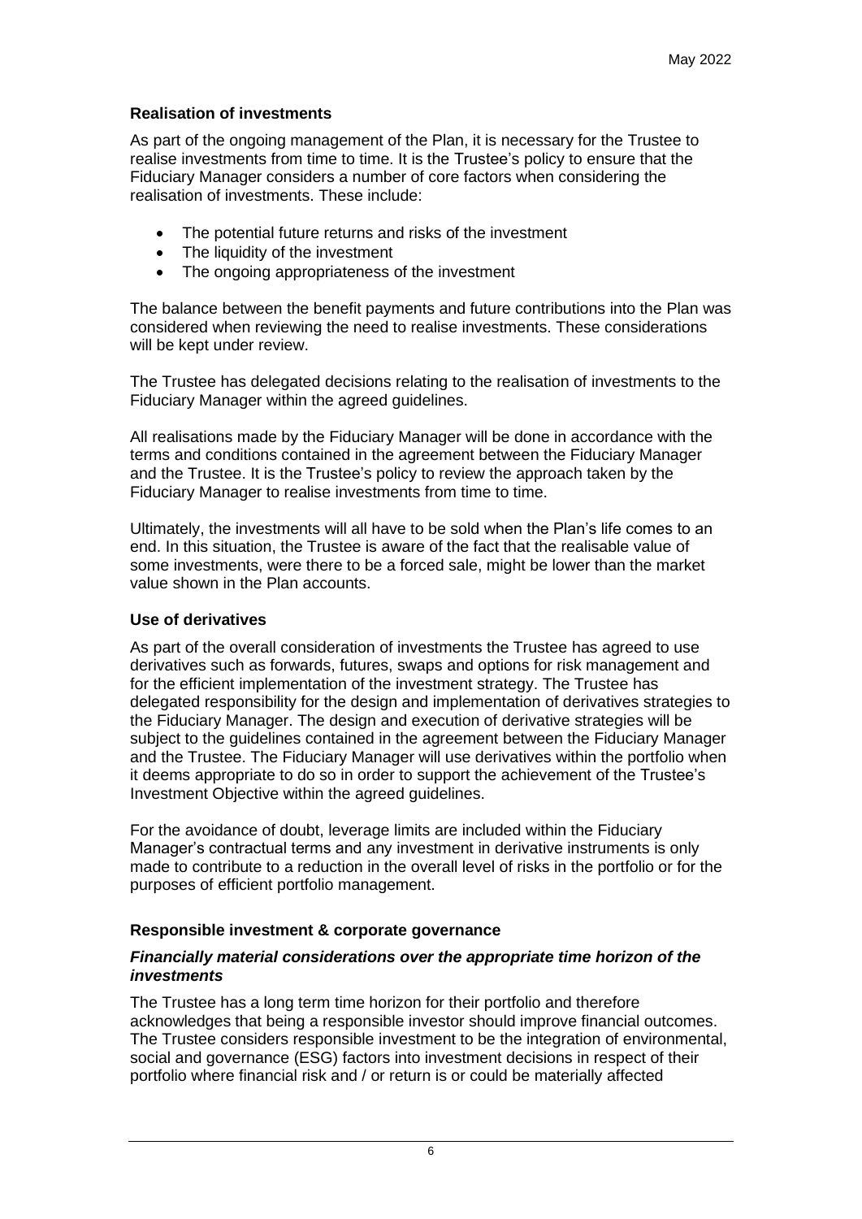### Realisation of investments

As part of the ongoing management of the Plan, it is necessary for the Trustee to realise investments from time to time. It is the Trustee's policy to ensure that the Fiduciary Manager considers a number of core factors when considering the realisation of investments. These include:

- The potential future returns and risks of the investment
- The liquidity of the investment
- The ongoing appropriateness of the investment

The balance between the benefit payments and future contributions into the Plan was considered when reviewing the need to realise investments. These considerations will be kept under review.

The Trustee has delegated decisions relating to the realisation of investments to the Fiduciary Manager within the agreed guidelines.

All realisations made by the Fiduciary Manager will be done in accordance with the terms and conditions contained in the agreement between the Fiduciary Manager and the Trustee. It is the Trustee's policy to review the approach taken by the Fiduciary Manager to realise investments from time to time.

Ultimately, the investments will all have to be sold when the Plan's life comes to an end. In this situation, the Trustee is aware of the fact that the realisable value of some investments, were there to be a forced sale, might be lower than the market value shown in the Plan accounts.

### Use of derivatives

As part of the overall consideration of investments the Trustee has agreed to use derivatives such as forwards, futures, swaps and options for risk management and for the efficient implementation of the investment strategy. The Trustee has delegated responsibility for the design and implementation of derivatives strategies to the Fiduciary Manager. The design and execution of derivative strategies will be subject to the guidelines contained in the agreement between the Fiduciary Manager and the Trustee. The Fiduciary Manager will use derivatives within the portfolio when it deems appropriate to do so in order to support the achievement of the Trustee's Investment Objective within the agreed guidelines.

For the avoidance of doubt, leverage limits are included within the Fiduciary Manager's contractual terms and any investment in derivative instruments is only made to contribute to a reduction in the overall level of risks in the portfolio or for the purposes of efficient portfolio management.

### Responsible investment & corporate governance

#### *Financially material considerations over the appropriate time horizon of the investments*

The Trustee has a long term time horizon for their portfolio and therefore acknowledges that being a responsible investor should improve financial outcomes. The Trustee considers responsible investment to be the integration of environmental, social and governance (ESG) factors into investment decisions in respect of their portfolio where financial risk and / or return is or could be materially affected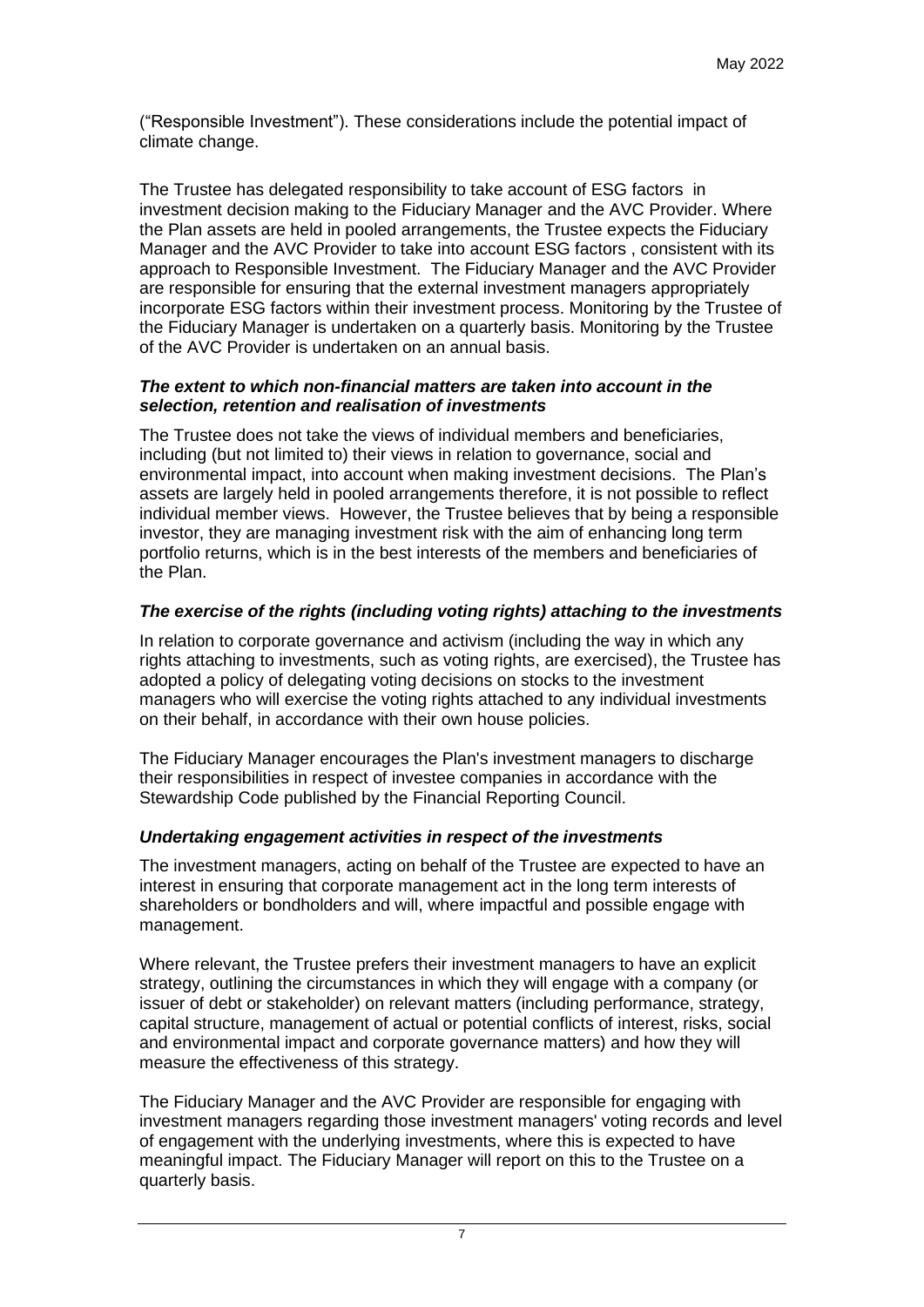("Responsible Investment"). These considerations include the potential impact of climate change.

The Trustee has delegated responsibility to take account of ESG factors in investment decision making to the Fiduciary Manager and the AVC Provider. Where the Plan assets are held in pooled arrangements, the Trustee expects the Fiduciary Manager and the AVC Provider to take into account ESG factors , consistent with its approach to Responsible Investment. The Fiduciary Manager and the AVC Provider are responsible for ensuring that the external investment managers appropriately incorporate ESG factors within their investment process. Monitoring by the Trustee of the Fiduciary Manager is undertaken on a quarterly basis. Monitoring by the Trustee of the AVC Provider is undertaken on an annual basis.

***The extent to which non-financial matters are taken into account in the selection, retention and realisation of investments***

The Trustee does not take the views of individual members and beneficiaries, including (but not limited to) their views in relation to governance, social and environmental impact, into account when making investment decisions. The Plan's assets are largely held in pooled arrangements therefore, it is not possible to reflect individual member views. However, the Trustee believes that by being a responsible investor, they are managing investment risk with the aim of enhancing long term portfolio returns, which is in the best interests of the members and beneficiaries of the Plan.

***The exercise of the rights (including voting rights) attaching to the investments***

In relation to corporate governance and activism (including the way in which any rights attaching to investments, such as voting rights, are exercised), the Trustee has adopted a policy of delegating voting decisions on stocks to the investment managers who will exercise the voting rights attached to any individual investments on their behalf, in accordance with their own house policies.

The Fiduciary Manager encourages the Plan's investment managers to discharge their responsibilities in respect of investee companies in accordance with the Stewardship Code published by the Financial Reporting Council.

***Undertaking engagement activities in respect of the investments***

The investment managers, acting on behalf of the Trustee are expected to have an interest in ensuring that corporate management act in the long term interests of shareholders or bondholders and will, where impactful and possible engage with management.

Where relevant, the Trustee prefers their investment managers to have an explicit strategy, outlining the circumstances in which they will engage with a company (or issuer of debt or stakeholder) on relevant matters (including performance, strategy, capital structure, management of actual or potential conflicts of interest, risks, social and environmental impact and corporate governance matters) and how they will measure the effectiveness of this strategy.

The Fiduciary Manager and the AVC Provider are responsible for engaging with investment managers regarding those investment managers' voting records and level of engagement with the underlying investments, where this is expected to have meaningful impact. The Fiduciary Manager will report on this to the Trustee on a quarterly basis.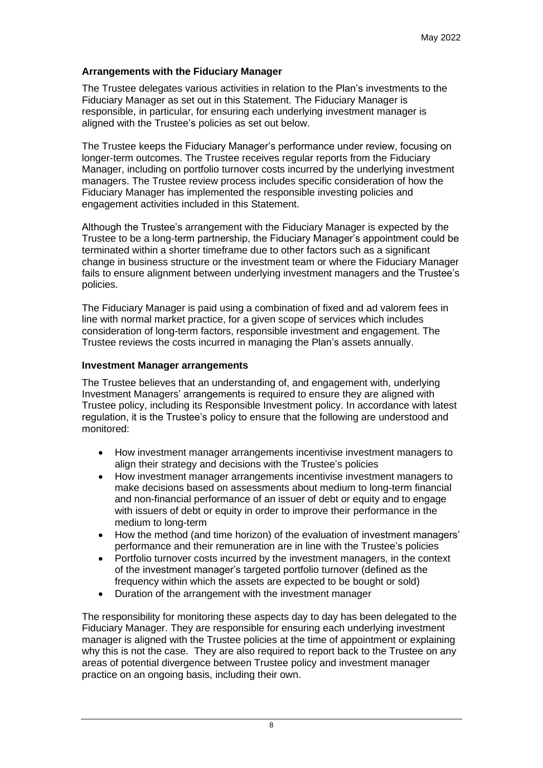### Arrangements with the Fiduciary Manager

The Trustee delegates various activities in relation to the Plan's investments to the Fiduciary Manager as set out in this Statement. The Fiduciary Manager is responsible, in particular, for ensuring each underlying investment manager is aligned with the Trustee's policies as set out below.

The Trustee keeps the Fiduciary Manager's performance under review, focusing on longer-term outcomes. The Trustee receives regular reports from the Fiduciary Manager, including on portfolio turnover costs incurred by the underlying investment managers. The Trustee review process includes specific consideration of how the Fiduciary Manager has implemented the responsible investing policies and engagement activities included in this Statement.

Although the Trustee's arrangement with the Fiduciary Manager is expected by the Trustee to be a long-term partnership, the Fiduciary Manager's appointment could be terminated within a shorter timeframe due to other factors such as a significant change in business structure or the investment team or where the Fiduciary Manager fails to ensure alignment between underlying investment managers and the Trustee's policies.

The Fiduciary Manager is paid using a combination of fixed and ad valorem fees in line with normal market practice, for a given scope of services which includes consideration of long-term factors, responsible investment and engagement. The Trustee reviews the costs incurred in managing the Plan's assets annually.

### Investment Manager arrangements

The Trustee believes that an understanding of, and engagement with, underlying Investment Managers' arrangements is required to ensure they are aligned with Trustee policy, including its Responsible Investment policy. In accordance with latest regulation, it is the Trustee's policy to ensure that the following are understood and monitored:

- How investment manager arrangements incentivise investment managers to align their strategy and decisions with the Trustee's policies
- How investment manager arrangements incentivise investment managers to make decisions based on assessments about medium to long-term financial and non-financial performance of an issuer of debt or equity and to engage with issuers of debt or equity in order to improve their performance in the medium to long-term
- How the method (and time horizon) of the evaluation of investment managers' performance and their remuneration are in line with the Trustee's policies
- Portfolio turnover costs incurred by the investment managers, in the context of the investment manager's targeted portfolio turnover (defined as the frequency within which the assets are expected to be bought or sold)
- Duration of the arrangement with the investment manager

The responsibility for monitoring these aspects day to day has been delegated to the Fiduciary Manager. They are responsible for ensuring each underlying investment manager is aligned with the Trustee policies at the time of appointment or explaining why this is not the case. They are also required to report back to the Trustee on any areas of potential divergence between Trustee policy and investment manager practice on an ongoing basis, including their own.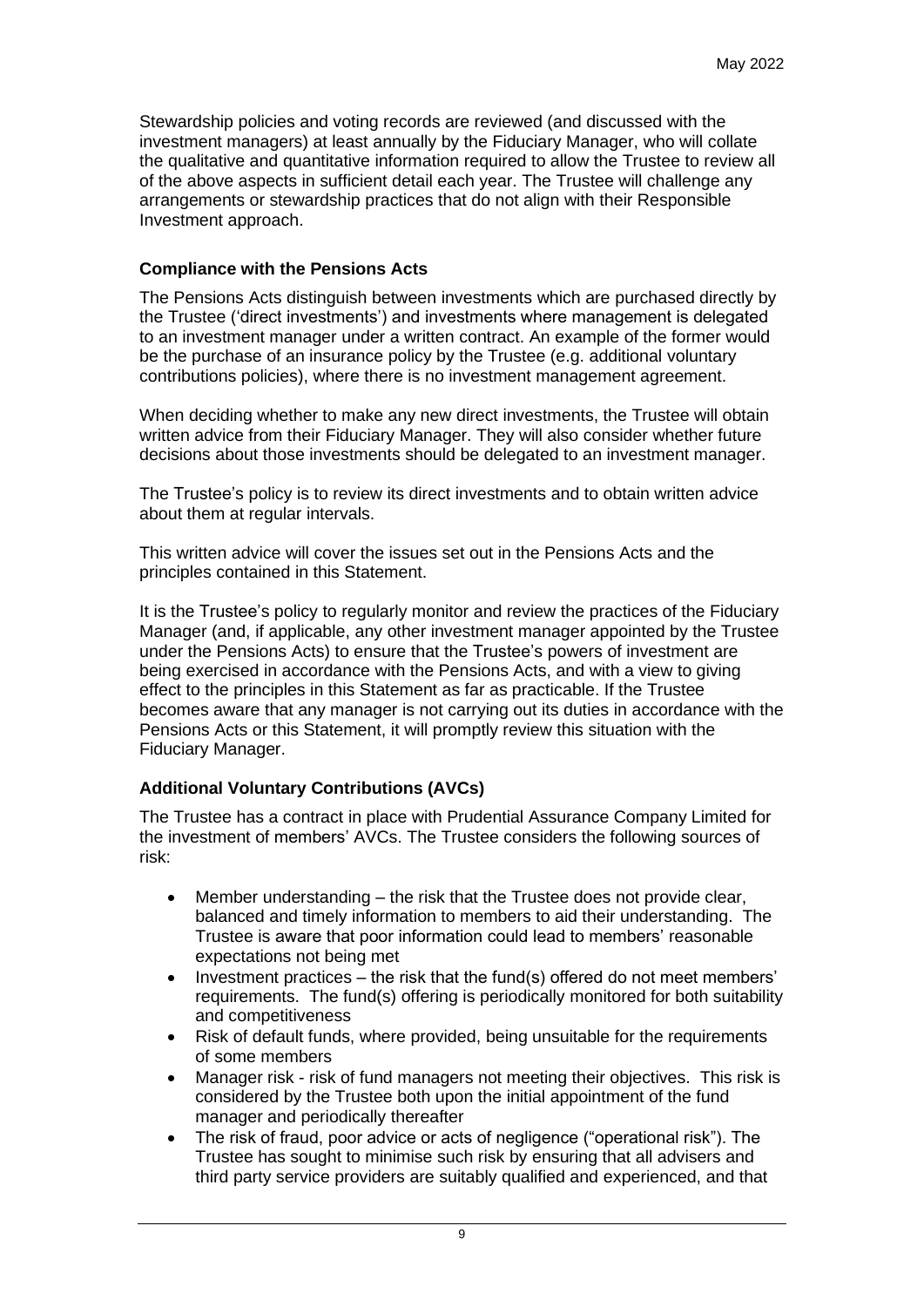Stewardship policies and voting records are reviewed (and discussed with the investment managers) at least annually by the Fiduciary Manager, who will collate the qualitative and quantitative information required to allow the Trustee to review all of the above aspects in sufficient detail each year. The Trustee will challenge any arrangements or stewardship practices that do not align with their Responsible Investment approach.

**Compliance with the Pensions Acts**

The Pensions Acts distinguish between investments which are purchased directly by the Trustee ('direct investments') and investments where management is delegated to an investment manager under a written contract. An example of the former would be the purchase of an insurance policy by the Trustee (e.g. additional voluntary contributions policies), where there is no investment management agreement.

When deciding whether to make any new direct investments, the Trustee will obtain written advice from their Fiduciary Manager. They will also consider whether future decisions about those investments should be delegated to an investment manager.

The Trustee's policy is to review its direct investments and to obtain written advice about them at regular intervals.

This written advice will cover the issues set out in the Pensions Acts and the principles contained in this Statement.

It is the Trustee's policy to regularly monitor and review the practices of the Fiduciary Manager (and, if applicable, any other investment manager appointed by the Trustee under the Pensions Acts) to ensure that the Trustee's powers of investment are being exercised in accordance with the Pensions Acts, and with a view to giving effect to the principles in this Statement as far as practicable. If the Trustee becomes aware that any manager is not carrying out its duties in accordance with the Pensions Acts or this Statement, it will promptly review this situation with the Fiduciary Manager.

**Additional Voluntary Contributions (AVCs)**

The Trustee has a contract in place with Prudential Assurance Company Limited for the investment of members' AVCs. The Trustee considers the following sources of risk:

- Member understanding – the risk that the Trustee does not provide clear, balanced and timely information to members to aid their understanding. The Trustee is aware that poor information could lead to members' reasonable expectations not being met
- Investment practices – the risk that the fund(s) offered do not meet members' requirements. The fund(s) offering is periodically monitored for both suitability and competitiveness
- Risk of default funds, where provided, being unsuitable for the requirements of some members
- Manager risk - risk of fund managers not meeting their objectives. This risk is considered by the Trustee both upon the initial appointment of the fund manager and periodically thereafter
- The risk of fraud, poor advice or acts of negligence ("operational risk"). The Trustee has sought to minimise such risk by ensuring that all advisers and third party service providers are suitably qualified and experienced, and that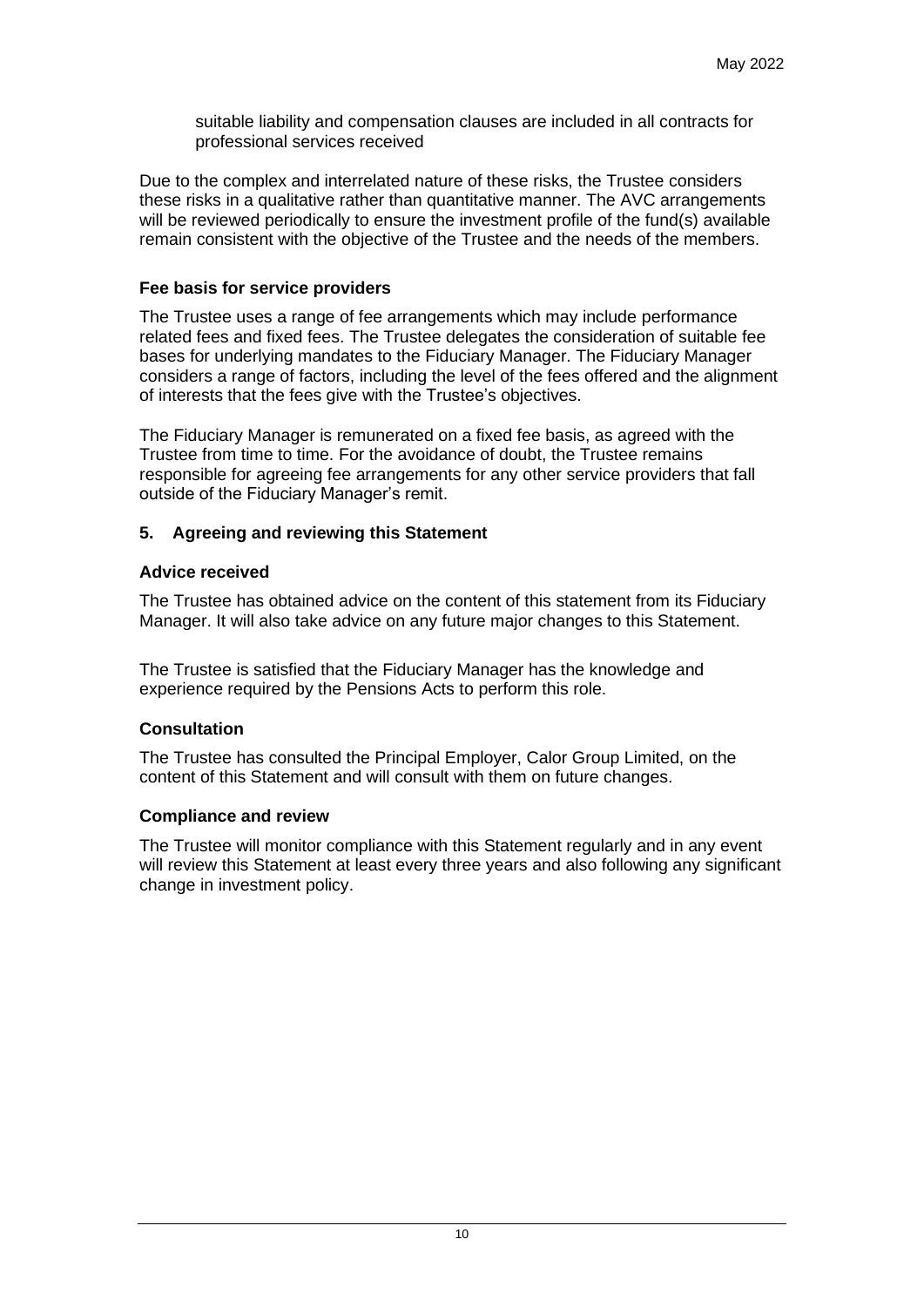suitable liability and compensation clauses are included in all contracts for professional services received

Due to the complex and interrelated nature of these risks, the Trustee considers these risks in a qualitative rather than quantitative manner. The AVC arrangements will be reviewed periodically to ensure the investment profile of the fund(s) available remain consistent with the objective of the Trustee and the needs of the members.

### Fee basis for service providers

The Trustee uses a range of fee arrangements which may include performance related fees and fixed fees. The Trustee delegates the consideration of suitable fee bases for underlying mandates to the Fiduciary Manager. The Fiduciary Manager considers a range of factors, including the level of the fees offered and the alignment of interests that the fees give with the Trustee's objectives.

The Fiduciary Manager is remunerated on a fixed fee basis, as agreed with the Trustee from time to time. For the avoidance of doubt, the Trustee remains responsible for agreeing fee arrangements for any other service providers that fall outside of the Fiduciary Manager's remit.

## 5. Agreeing and reviewing this Statement

### Advice received

The Trustee has obtained advice on the content of this statement from its Fiduciary Manager. It will also take advice on any future major changes to this Statement.

The Trustee is satisfied that the Fiduciary Manager has the knowledge and experience required by the Pensions Acts to perform this role.

### Consultation

The Trustee has consulted the Principal Employer, Calor Group Limited, on the content of this Statement and will consult with them on future changes.

### Compliance and review

The Trustee will monitor compliance with this Statement regularly and in any event will review this Statement at least every three years and also following any significant change in investment policy.